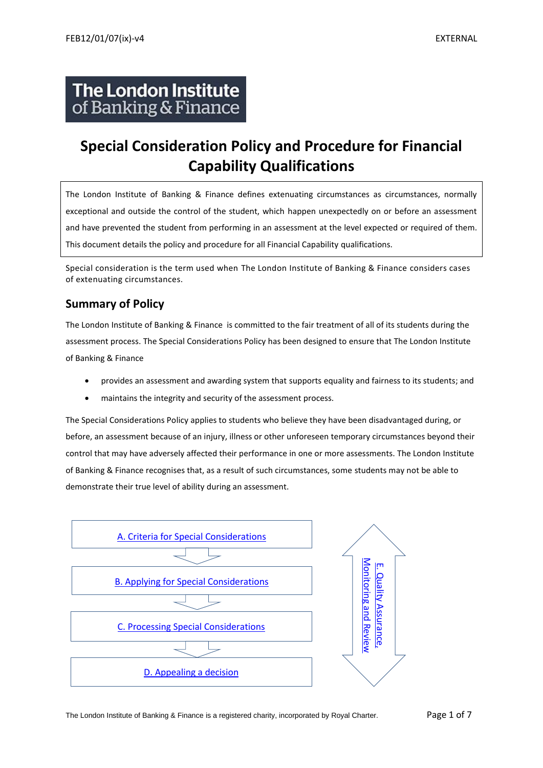FEB12/01/07(ix)-v4 EXTERNAL

The London Institute of Banking & Finance

# Special Consideration Policy and Procedure for Financial Capability Qualifications

The London Institute of Banking & Finance defines extenuating circumstances as circumstances, normally exceptional and outside the control of the student, which happen unexpectedly on or before an assessment and have prevented the student from performing in an assessment at the level expected or required of them. This document details the policy and procedure for all Financial Capability qualifications.

Special consideration is the term used when The London Institute of Banking & Finance considers cases of extenuating circumstances.

## Summary of Policy

The London Institute of Banking & Finance is committed to the fair treatment of all of its students during the assessment process. The Special Considerations Policy has been designed to ensure that The London Institute of Banking & Finance

- provides an assessment and awarding system that supports equality and fairness to its students; and
- maintains the integrity and security of the assessment process.

The Special Considerations Policy applies to students who believe they have been disadvantaged during, or before, an assessment because of an injury, illness or other unforeseen temporary circumstances beyond their control that may have adversely affected their performance in one or more assessments. The London Institute of Banking & Finance recognises that, as a result of such circumstances, some students may not be able to demonstrate their true level of ability during an assessment.

A. Criteria for Special Considerations

B. Applying for Special Considerations

C. Processing Special Considerations

D. Appealing a decision

E. Quality Assurance, Monitoring and Review

The London Institute of Banking & Finance is a registered charity, incorporated by Royal Charter.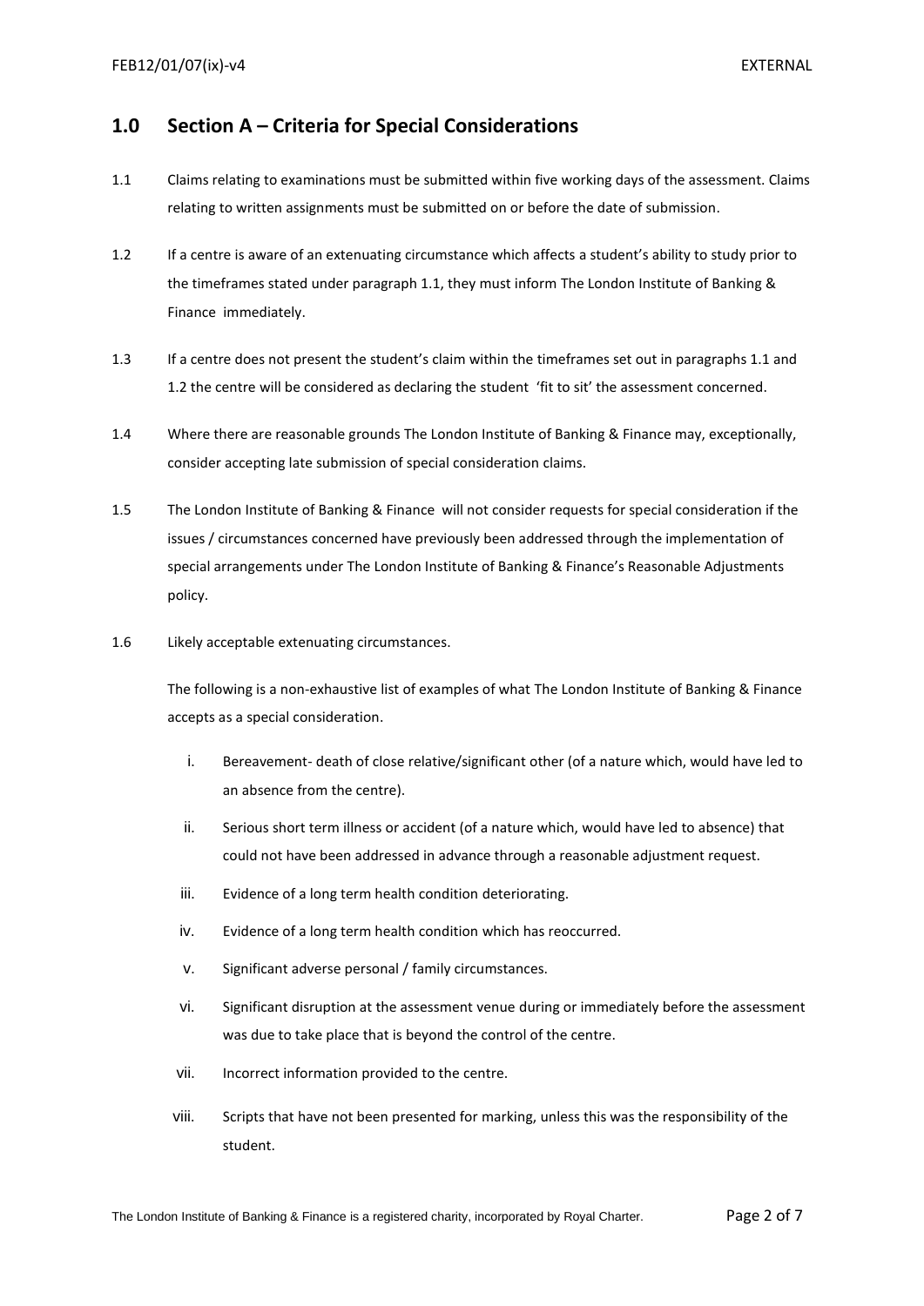## 1.0 Section A – Criteria for Special Considerations

1.1 Claims relating to examinations must be submitted within five working days of the assessment. Claims relating to written assignments must be submitted on or before the date of submission.

1.2 If a centre is aware of an extenuating circumstance which affects a student's ability to study prior to the timeframes stated under paragraph 1.1, they must inform The London Institute of Banking & Finance immediately.

1.3 If a centre does not present the student's claim within the timeframes set out in paragraphs 1.1 and 1.2 the centre will be considered as declaring the student 'fit to sit' the assessment concerned.

1.4 Where there are reasonable grounds The London Institute of Banking & Finance may, exceptionally, consider accepting late submission of special consideration claims.

1.5 The London Institute of Banking & Finance will not consider requests for special consideration if the issues / circumstances concerned have previously been addressed through the implementation of special arrangements under The London Institute of Banking & Finance's Reasonable Adjustments policy.

1.6 Likely acceptable extenuating circumstances.

The following is a non-exhaustive list of examples of what The London Institute of Banking & Finance accepts as a special consideration.

i. Bereavement- death of close relative/significant other (of a nature which, would have led to an absence from the centre).

ii. Serious short term illness or accident (of a nature which, would have led to absence) that could not have been addressed in advance through a reasonable adjustment request.

iii. Evidence of a long term health condition deteriorating.

iv. Evidence of a long term health condition which has reoccurred.

v. Significant adverse personal / family circumstances.

vi. Significant disruption at the assessment venue during or immediately before the assessment was due to take place that is beyond the control of the centre.

vii. Incorrect information provided to the centre.

viii. Scripts that have not been presented for marking, unless this was the responsibility of the student.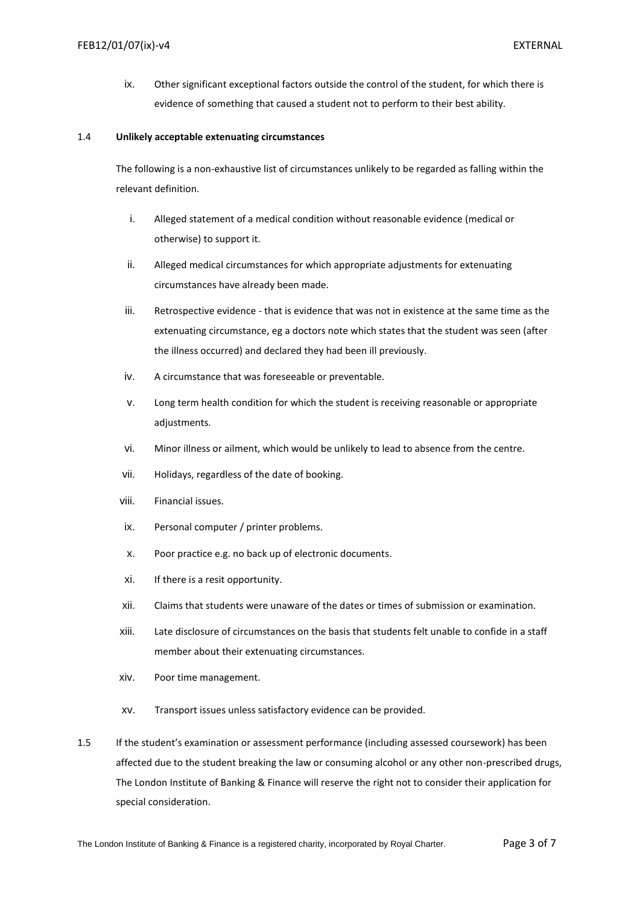ix. Other significant exceptional factors outside the control of the student, for which there is evidence of something that caused a student not to perform to their best ability.

1.4 **Unlikely acceptable extenuating circumstances**

The following is a non-exhaustive list of circumstances unlikely to be regarded as falling within the relevant definition.

i. Alleged statement of a medical condition without reasonable evidence (medical or otherwise) to support it.

ii. Alleged medical circumstances for which appropriate adjustments for extenuating circumstances have already been made.

iii. Retrospective evidence - that is evidence that was not in existence at the same time as the extenuating circumstance, eg a doctors note which states that the student was seen (after the illness occurred) and declared they had been ill previously.

iv. A circumstance that was foreseeable or preventable.

v. Long term health condition for which the student is receiving reasonable or appropriate adjustments.

vi. Minor illness or ailment, which would be unlikely to lead to absence from the centre.

vii. Holidays, regardless of the date of booking.

viii. Financial issues.

ix. Personal computer / printer problems.

x. Poor practice e.g. no back up of electronic documents.

xi. If there is a resit opportunity.

xii. Claims that students were unaware of the dates or times of submission or examination.

xiii. Late disclosure of circumstances on the basis that students felt unable to confide in a staff member about their extenuating circumstances.

xiv. Poor time management.

xv. Transport issues unless satisfactory evidence can be provided.

1.5 If the student's examination or assessment performance (including assessed coursework) has been affected due to the student breaking the law or consuming alcohol or any other non-prescribed drugs, The London Institute of Banking & Finance will reserve the right not to consider their application for special consideration.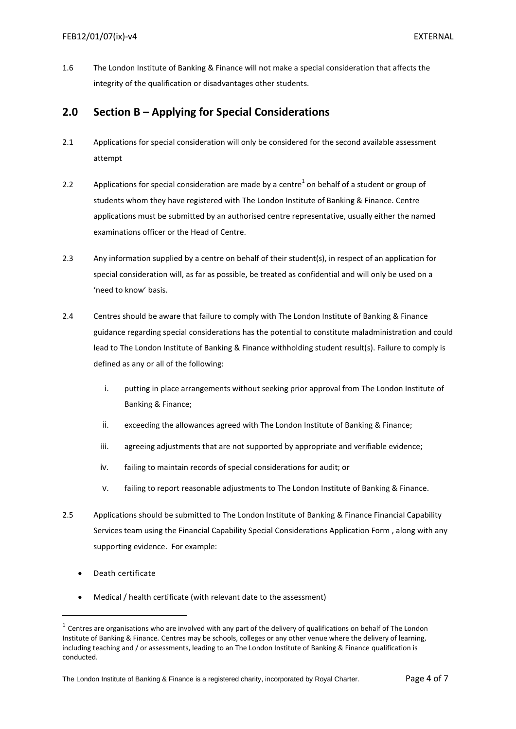1.6 The London Institute of Banking & Finance will not make a special consideration that affects the integrity of the qualification or disadvantages other students.

## 2.0 Section B – Applying for Special Considerations

2.1 Applications for special consideration will only be considered for the second available assessment attempt

2.2 Applications for special consideration are made by a centre[1] on behalf of a student or group of students whom they have registered with The London Institute of Banking & Finance. Centre applications must be submitted by an authorised centre representative, usually either the named examinations officer or the Head of Centre.

2.3 Any information supplied by a centre on behalf of their student(s), in respect of an application for special consideration will, as far as possible, be treated as confidential and will only be used on a 'need to know' basis.

2.4 Centres should be aware that failure to comply with The London Institute of Banking & Finance guidance regarding special considerations has the potential to constitute maladministration and could lead to The London Institute of Banking & Finance withholding student result(s). Failure to comply is defined as any or all of the following:

i. putting in place arrangements without seeking prior approval from The London Institute of Banking & Finance;

ii. exceeding the allowances agreed with The London Institute of Banking & Finance;

iii. agreeing adjustments that are not supported by appropriate and verifiable evidence;

iv. failing to maintain records of special considerations for audit; or

v. failing to report reasonable adjustments to The London Institute of Banking & Finance.

2.5 Applications should be submitted to The London Institute of Banking & Finance Financial Capability Services team using the Financial Capability Special Considerations Application Form , along with any supporting evidence. For example:

- Death certificate
- Medical / health certificate (with relevant date to the assessment)

[1] Centres are organisations who are involved with any part of the delivery of qualifications on behalf of The London Institute of Banking & Finance. Centres may be schools, colleges or any other venue where the delivery of learning, including teaching and / or assessments, leading to an The London Institute of Banking & Finance qualification is conducted.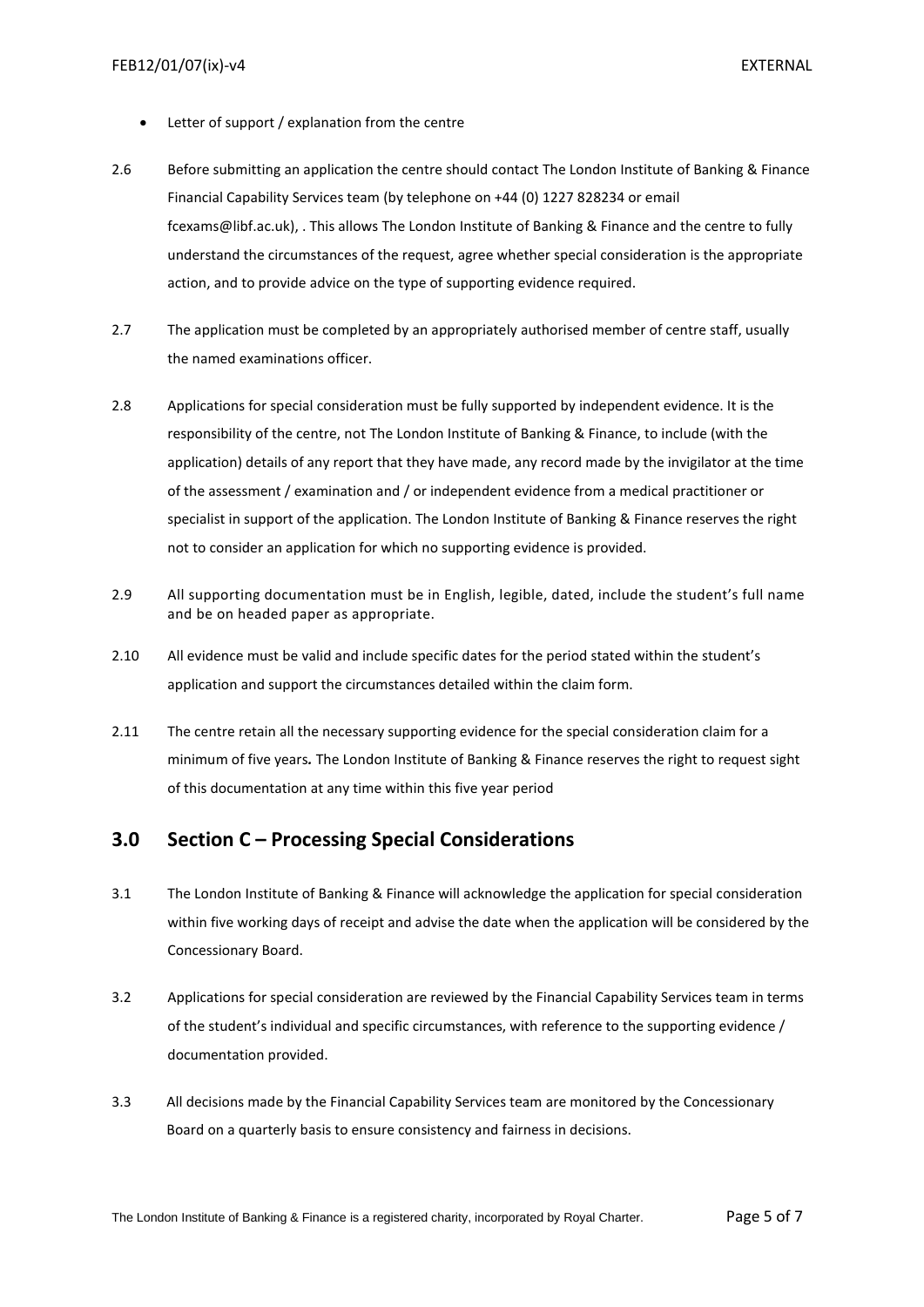- Letter of support / explanation from the centre

2.6 Before submitting an application the centre should contact The London Institute of Banking & Finance Financial Capability Services team (by telephone on +44 (0) 1227 828234 or email fcexams@libf.ac.uk), . This allows The London Institute of Banking & Finance and the centre to fully understand the circumstances of the request, agree whether special consideration is the appropriate action, and to provide advice on the type of supporting evidence required.

2.7 The application must be completed by an appropriately authorised member of centre staff, usually the named examinations officer.

2.8 Applications for special consideration must be fully supported by independent evidence. It is the responsibility of the centre, not The London Institute of Banking & Finance, to include (with the application) details of any report that they have made, any record made by the invigilator at the time of the assessment / examination and / or independent evidence from a medical practitioner or specialist in support of the application. The London Institute of Banking & Finance reserves the right not to consider an application for which no supporting evidence is provided.

2.9 All supporting documentation must be in English, legible, dated, include the student's full name and be on headed paper as appropriate.

2.10 All evidence must be valid and include specific dates for the period stated within the student's application and support the circumstances detailed within the claim form.

2.11 The centre retain all the necessary supporting evidence for the special consideration claim for a minimum of five years*.* The London Institute of Banking & Finance reserves the right to request sight of this documentation at any time within this five year period

## 3.0 Section C – Processing Special Considerations

3.1 The London Institute of Banking & Finance will acknowledge the application for special consideration within five working days of receipt and advise the date when the application will be considered by the Concessionary Board.

3.2 Applications for special consideration are reviewed by the Financial Capability Services team in terms of the student's individual and specific circumstances, with reference to the supporting evidence / documentation provided.

3.3 All decisions made by the Financial Capability Services team are monitored by the Concessionary Board on a quarterly basis to ensure consistency and fairness in decisions.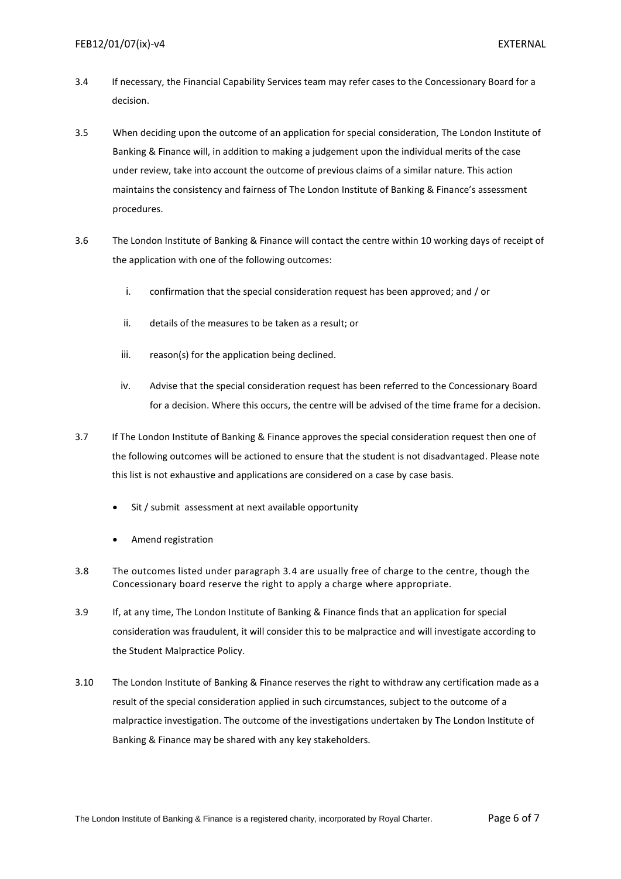3.4 If necessary, the Financial Capability Services team may refer cases to the Concessionary Board for a decision.

3.5 When deciding upon the outcome of an application for special consideration, The London Institute of Banking & Finance will, in addition to making a judgement upon the individual merits of the case under review, take into account the outcome of previous claims of a similar nature. This action maintains the consistency and fairness of The London Institute of Banking & Finance's assessment procedures.

3.6 The London Institute of Banking & Finance will contact the centre within 10 working days of receipt of the application with one of the following outcomes:

  i. confirmation that the special consideration request has been approved; and / or

  ii. details of the measures to be taken as a result; or

  iii. reason(s) for the application being declined.

  iv. Advise that the special consideration request has been referred to the Concessionary Board for a decision. Where this occurs, the centre will be advised of the time frame for a decision.

3.7 If The London Institute of Banking & Finance approves the special consideration request then one of the following outcomes will be actioned to ensure that the student is not disadvantaged. Please note this list is not exhaustive and applications are considered on a case by case basis.

- Sit / submit assessment at next available opportunity
- Amend registration

3.8 The outcomes listed under paragraph 3.4 are usually free of charge to the centre, though the Concessionary board reserve the right to apply a charge where appropriate.

3.9 If, at any time, The London Institute of Banking & Finance finds that an application for special consideration was fraudulent, it will consider this to be malpractice and will investigate according to the Student Malpractice Policy.

3.10 The London Institute of Banking & Finance reserves the right to withdraw any certification made as a result of the special consideration applied in such circumstances, subject to the outcome of a malpractice investigation. The outcome of the investigations undertaken by The London Institute of Banking & Finance may be shared with any key stakeholders.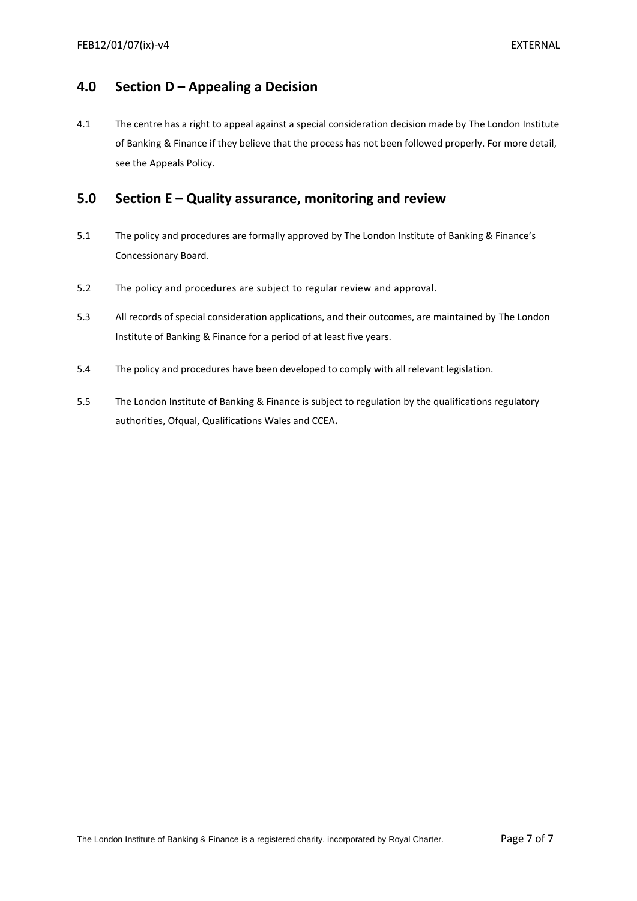## 4.0 Section D – Appealing a Decision

4.1 The centre has a right to appeal against a special consideration decision made by The London Institute of Banking & Finance if they believe that the process has not been followed properly. For more detail, see the Appeals Policy.

## 5.0 Section E – Quality assurance, monitoring and review

5.1 The policy and procedures are formally approved by The London Institute of Banking & Finance's Concessionary Board.

5.2 The policy and procedures are subject to regular review and approval.

5.3 All records of special consideration applications, and their outcomes, are maintained by The London Institute of Banking & Finance for a period of at least five years.

5.4 The policy and procedures have been developed to comply with all relevant legislation.

5.5 The London Institute of Banking & Finance is subject to regulation by the qualifications regulatory authorities, Ofqual, Qualifications Wales and CCEA**.**